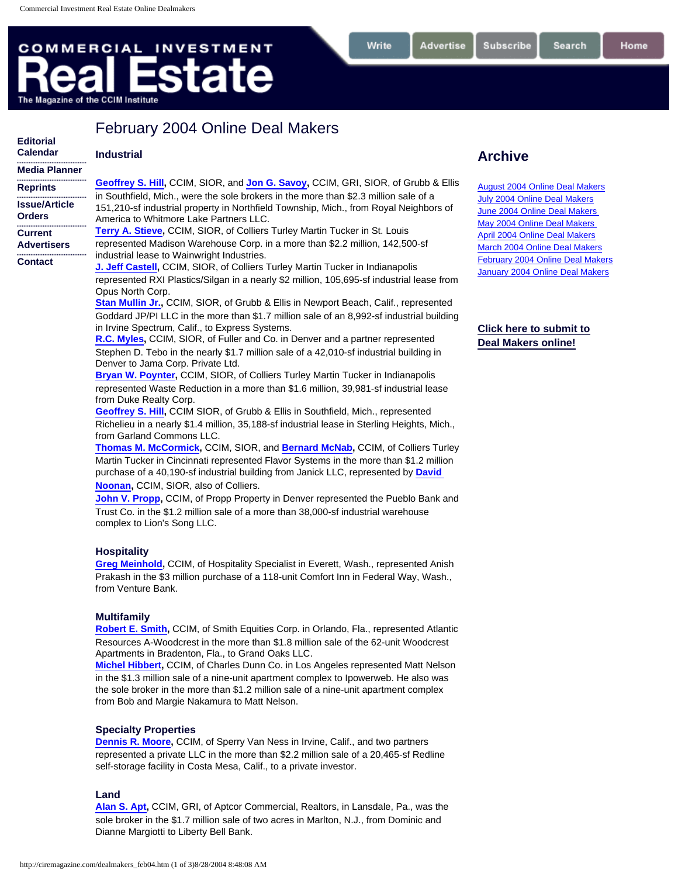# COMMERCIAL INVESTMENT Real Estate

The Magazine of the CCIM Institute

Write | Advertise | Subscribe | Search | Home

- Editorial Calendar
- Media Planner
- Reprints
- Issue/Article Orders
- Current Advertisers
- Contact

## February 2004 Online Deal Makers

### Industrial

**Geoffrey S. Hill**, CCIM, SIOR, and **Jon G. Savoy**, CCIM, GRI, SIOR, of Grubb & Ellis in Southfield, Mich., were the sole brokers in the more than $2.3 million sale of a 151,210-sf industrial property in Northfield Township, Mich., from Royal Neighbors of America to Whitmore Lake Partners LLC.

**Terry A. Stieve**, CCIM, SIOR, of Colliers Turley Martin Tucker in St. Louis represented Madison Warehouse Corp. in a more than $2.2 million, 142,500-sf industrial lease to Wainwright Industries.

**J. Jeff Castell**, CCIM, SIOR, of Colliers Turley Martin Tucker in Indianapolis represented RXI Plastics/Silgan in a nearly $2 million, 105,695-sf industrial lease from Opus North Corp.

**Stan Mullin Jr.**, CCIM, SIOR, of Grubb & Ellis in Newport Beach, Calif., represented Goddard JP/PI LLC in the more than $1.7 million sale of an 8,992-sf industrial building in Irvine Spectrum, Calif., to Express Systems.

**R.C. Myles**, CCIM, SIOR, of Fuller and Co. in Denver and a partner represented Stephen D. Tebo in the nearly $1.7 million sale of a 42,010-sf industrial building in Denver to Jama Corp. Private Ltd.

**Bryan W. Poynter**, CCIM, SIOR, of Colliers Turley Martin Tucker in Indianapolis represented Waste Reduction in a more than $1.6 million, 39,981-sf industrial lease from Duke Realty Corp.

**Geoffrey S. Hill**, CCIM SIOR, of Grubb & Ellis in Southfield, Mich., represented Richelieu in a nearly $1.4 million, 35,188-sf industrial lease in Sterling Heights, Mich., from Garland Commons LLC.

**Thomas M. McCormick**, CCIM, SIOR, and **Bernard McNab**, CCIM, of Colliers Turley Martin Tucker in Cincinnati represented Flavor Systems in the more than $1.2 million purchase of a 40,190-sf industrial building from Janick LLC, represented by **David Noonan**, CCIM, SIOR, also of Colliers.

**John V. Propp**, CCIM, of Propp Property in Denver represented the Pueblo Bank and Trust Co. in the $1.2 million sale of a more than 38,000-sf industrial warehouse complex to Lion's Song LLC.

### Hospitality

**Greg Meinhold**, CCIM, of Hospitality Specialist in Everett, Wash., represented Anish Prakash in the $3 million purchase of a 118-unit Comfort Inn in Federal Way, Wash., from Venture Bank.

### Multifamily

**Robert E. Smith**, CCIM, of Smith Equities Corp. in Orlando, Fla., represented Atlantic Resources A-Woodcrest in the more than $1.8 million sale of the 62-unit Woodcrest Apartments in Bradenton, Fla., to Grand Oaks LLC.

**Michel Hibbert**, CCIM, of Charles Dunn Co. in Los Angeles represented Matt Nelson in the $1.3 million sale of a nine-unit apartment complex to Ipowerweb. He also was the sole broker in the more than $1.2 million sale of a nine-unit apartment complex from Bob and Margie Nakamura to Matt Nelson.

### Specialty Properties

**Dennis R. Moore**, CCIM, of Sperry Van Ness in Irvine, Calif., and two partners represented a private LLC in the more than $2.2 million sale of a 20,465-sf Redline self-storage facility in Costa Mesa, Calif., to a private investor.

### Land

**Alan S. Apt**, CCIM, GRI, of Aptcor Commercial, Realtors, in Lansdale, Pa., was the sole broker in the $1.7 million sale of two acres in Marlton, N.J., from Dominic and Dianne Margiotti to Liberty Bell Bank.

## Archive

- August 2004 Online Deal Makers
- July 2004 Online Deal Makers
- June 2004 Online Deal Makers
- May 2004 Online Deal Makers
- April 2004 Online Deal Makers
- March 2004 Online Deal Makers
- February 2004 Online Deal Makers
- January 2004 Online Deal Makers

**Click here to submit to Deal Makers online!**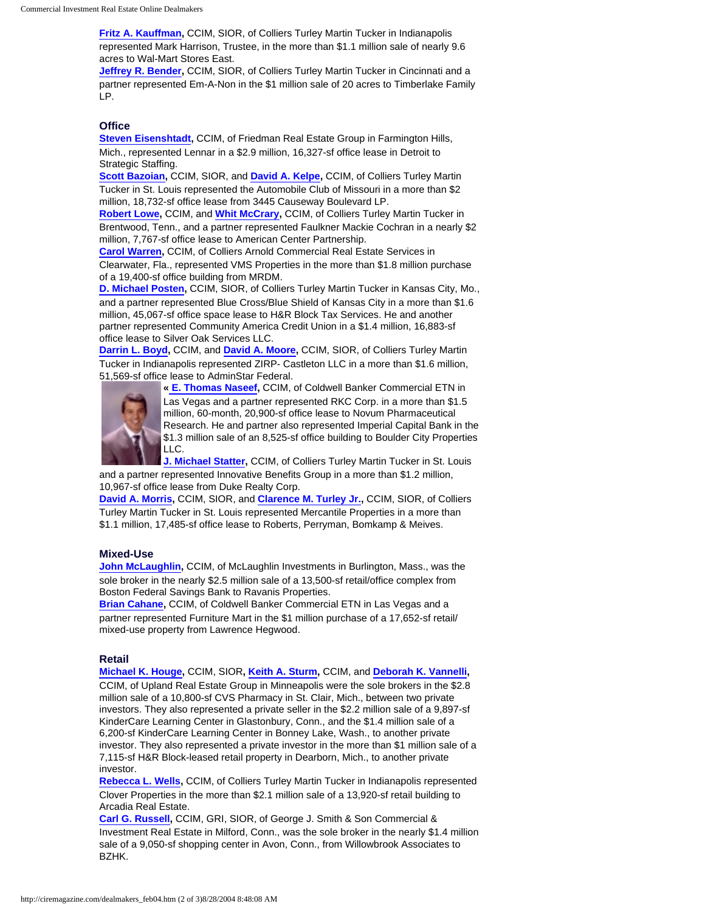**Fritz A. Kauffman,** CCIM, SIOR, of Colliers Turley Martin Tucker in Indianapolis represented Mark Harrison, Trustee, in the more than $1.1 million sale of nearly 9.6 acres to Wal-Mart Stores East.

**Jeffrey R. Bender,** CCIM, SIOR, of Colliers Turley Martin Tucker in Cincinnati and a partner represented Em-A-Non in the $1 million sale of 20 acres to Timberlake Family LP.

### Office

**Steven Eisenshtadt,** CCIM, of Friedman Real Estate Group in Farmington Hills, Mich., represented Lennar in a $2.9 million, 16,327-sf office lease in Detroit to Strategic Staffing.

**Scott Bazoian,** CCIM, SIOR, and **David A. Kelpe,** CCIM, of Colliers Turley Martin Tucker in St. Louis represented the Automobile Club of Missouri in a more than $2 million, 18,732-sf office lease from 3445 Causeway Boulevard LP.

**Robert Lowe,** CCIM, and **Whit McCrary,** CCIM, of Colliers Turley Martin Tucker in Brentwood, Tenn., and a partner represented Faulkner Mackie Cochran in a nearly $2 million, 7,767-sf office lease to American Center Partnership.

**Carol Warren,** CCIM, of Colliers Arnold Commercial Real Estate Services in Clearwater, Fla., represented VMS Properties in the more than $1.8 million purchase of a 19,400-sf office building from MRDM.

**D. Michael Posten,** CCIM, SIOR, of Colliers Turley Martin Tucker in Kansas City, Mo., and a partner represented Blue Cross/Blue Shield of Kansas City in a more than $1.6 million, 45,067-sf office space lease to H&R Block Tax Services. He and another partner represented Community America Credit Union in a $1.4 million, 16,883-sf office lease to Silver Oak Services LLC.

**Darrin L. Boyd,** CCIM, and **David A. Moore,** CCIM, SIOR, of Colliers Turley Martin Tucker in Indianapolis represented ZIRP- Castleton LLC in a more than $1.6 million, 51,569-sf office lease to AdminStar Federal.

**« E. Thomas Naseef,** CCIM, of Coldwell Banker Commercial ETN in Las Vegas and a partner represented RKC Corp. in a more than $1.5 million, 60-month, 20,900-sf office lease to Novum Pharmaceutical Research. He and partner also represented Imperial Capital Bank in the $1.3 million sale of an 8,525-sf office building to Boulder City Properties LLC.

**J. Michael Statter,** CCIM, of Colliers Turley Martin Tucker in St. Louis and a partner represented Innovative Benefits Group in a more than $1.2 million, 10,967-sf office lease from Duke Realty Corp.

**David A. Morris,** CCIM, SIOR, and **Clarence M. Turley Jr.,** CCIM, SIOR, of Colliers Turley Martin Tucker in St. Louis represented Mercantile Properties in a more than $1.1 million, 17,485-sf office lease to Roberts, Perryman, Bomkamp & Meives.

### Mixed-Use

**John McLaughlin,** CCIM, of McLaughlin Investments in Burlington, Mass., was the sole broker in the nearly $2.5 million sale of a 13,500-sf retail/office complex from Boston Federal Savings Bank to Ravanis Properties.

**Brian Cahane,** CCIM, of Coldwell Banker Commercial ETN in Las Vegas and a partner represented Furniture Mart in the $1 million purchase of a 17,652-sf retail/ mixed-use property from Lawrence Hegwood.

### Retail

**Michael K. Houge,** CCIM, SIOR, **Keith A. Sturm,** CCIM, and **Deborah K. Vannelli,** CCIM, of Upland Real Estate Group in Minneapolis were the sole brokers in the $2.8 million sale of a 10,800-sf CVS Pharmacy in St. Clair, Mich., between two private investors. They also represented a private seller in the $2.2 million sale of a 9,897-sf KinderCare Learning Center in Glastonbury, Conn., and the $1.4 million sale of a 6,200-sf KinderCare Learning Center in Bonney Lake, Wash., to another private investor. They also represented a private investor in the more than $1 million sale of a 7,115-sf H&R Block-leased retail property in Dearborn, Mich., to another private investor.

**Rebecca L. Wells,** CCIM, of Colliers Turley Martin Tucker in Indianapolis represented Clover Properties in the more than $2.1 million sale of a 13,920-sf retail building to Arcadia Real Estate.

**Carl G. Russell,** CCIM, GRI, SIOR, of George J. Smith & Son Commercial & Investment Real Estate in Milford, Conn., was the sole broker in the nearly $1.4 million sale of a 9,050-sf shopping center in Avon, Conn., from Willowbrook Associates to BZHK.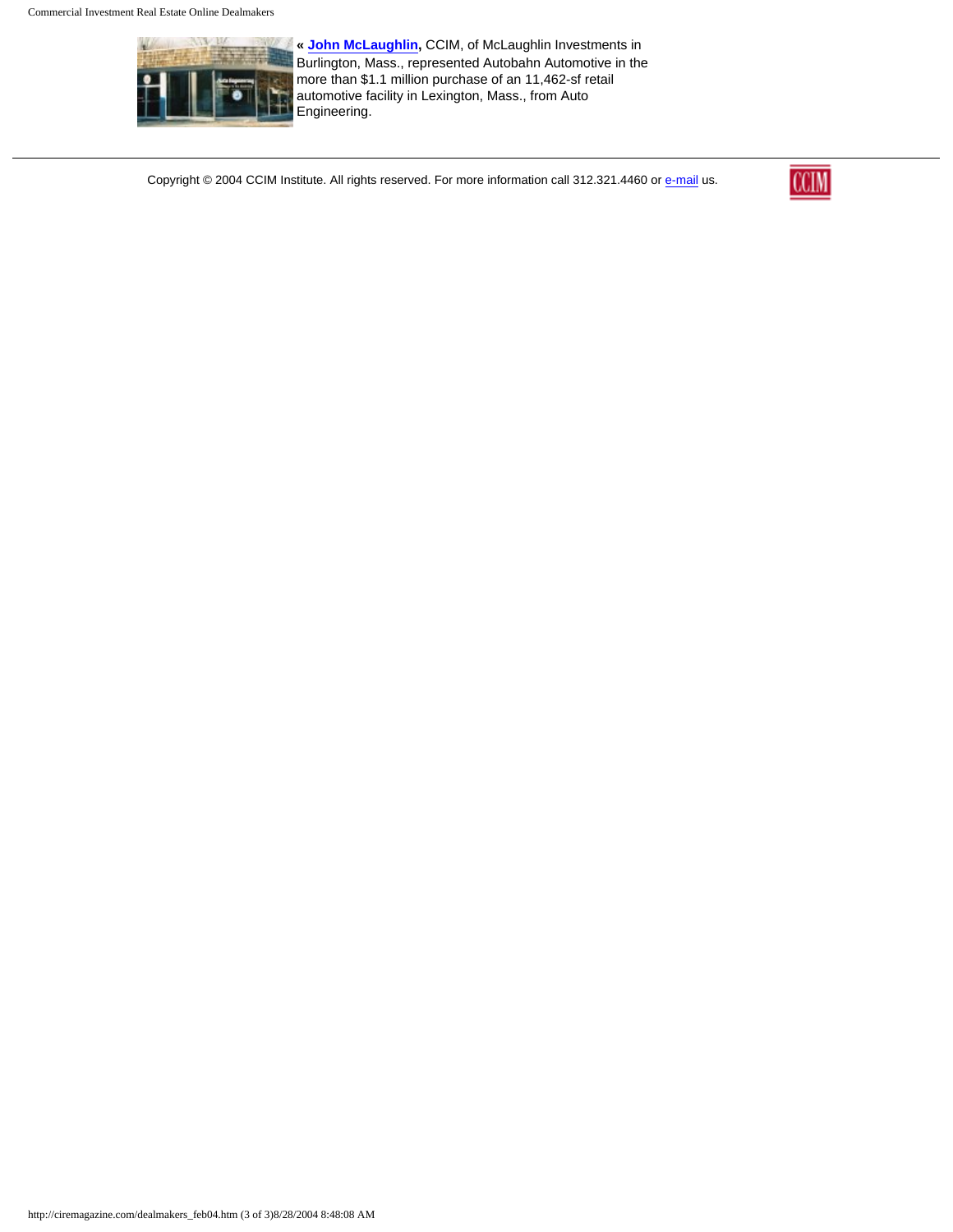« **John McLaughlin,** CCIM, of McLaughlin Investments in Burlington, Mass., represented Autobahn Automotive in the more than $1.1 million purchase of an 11,462-sf retail automotive facility in Lexington, Mass., from Auto Engineering.

---

Copyright © 2004 CCIM Institute. All rights reserved. For more information call 312.321.4460 or e-mail us.